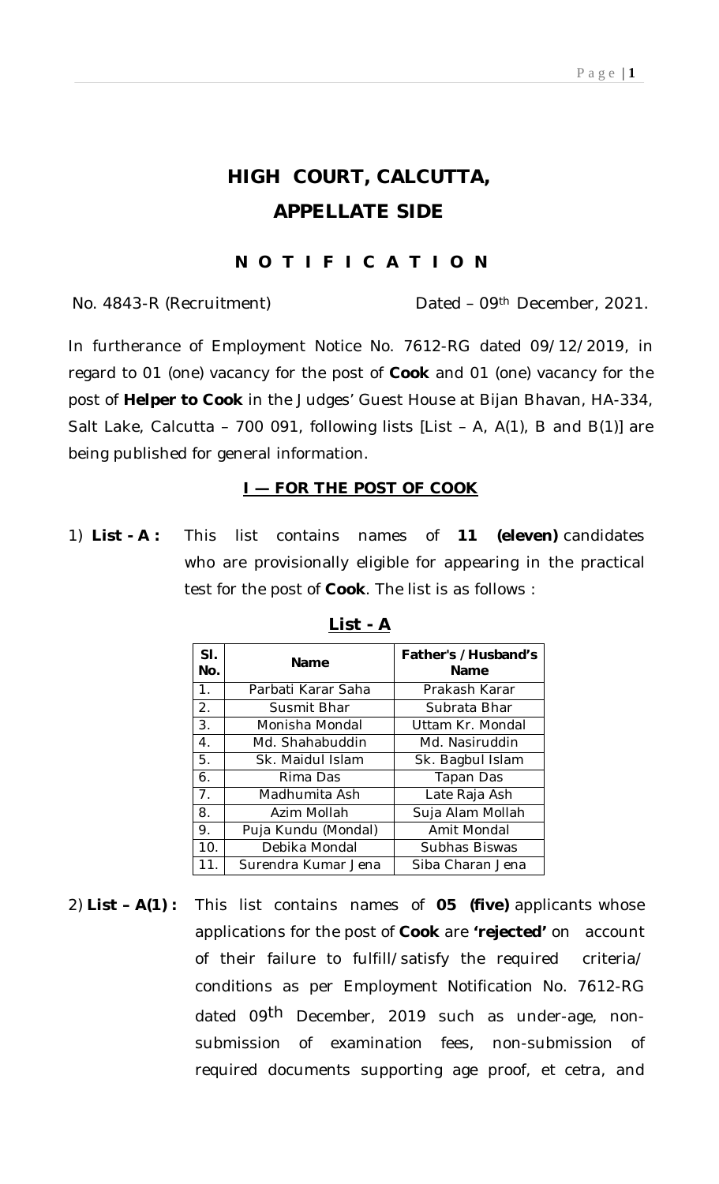# HIGH COURT, CALCUTTA,
# APPELLATE SIDE

## N O T I F I C A T I O N

No. 4843-R (Recruitment) Dated – 09th December, 2021.

In furtherance of Employment Notice No. 7612-RG dated 09/12/2019, in regard to 01 (one) vacancy for the post of **Cook** and 01 (one) vacancy for the post of **Helper to Cook** in the Judges' Guest House at Bijan Bhavan, HA-334, Salt Lake, Calcutta – 700 091, following lists [List – A, A(1), B and B(1)] are being published for general information.

### I — FOR THE POST OF COOK

1) **List - A :** This list contains names of **11 (eleven)** candidates who are provisionally eligible for appearing in the practical test for the post of **Cook**. The list is as follows :

**List - A**

| Sl. No. | Name | Father's /Husband's Name |
|---|---|---|
| 1. | Parbati Karar Saha | Prakash Karar |
| 2. | Susmit Bhar | Subrata Bhar |
| 3. | Monisha Mondal | Uttam Kr. Mondal |
| 4. | Md. Shahabuddin | Md. Nasiruddin |
| 5. | Sk. Maidul Islam | Sk. Bagbul Islam |
| 6. | Rima Das | Tapan Das |
| 7. | Madhumita Ash | Late Raja Ash |
| 8. | Azim Mollah | Suja Alam Mollah |
| 9. | Puja Kundu (Mondal) | Amit Mondal |
| 10. | Debika Mondal | Subhas Biswas |
| 11. | Surendra Kumar Jena | Siba Charan Jena |

2) **List – A(1) :** This list contains names of **05 (five)** applicants whose applications for the post of **Cook** are **'rejected'** on account of their failure to fulfill/satisfy the required criteria/ conditions as per Employment Notification No. 7612-RG dated 09th December, 2019 such as under-age, non-submission of examination fees, non-submission of required documents supporting age proof, et cetra, and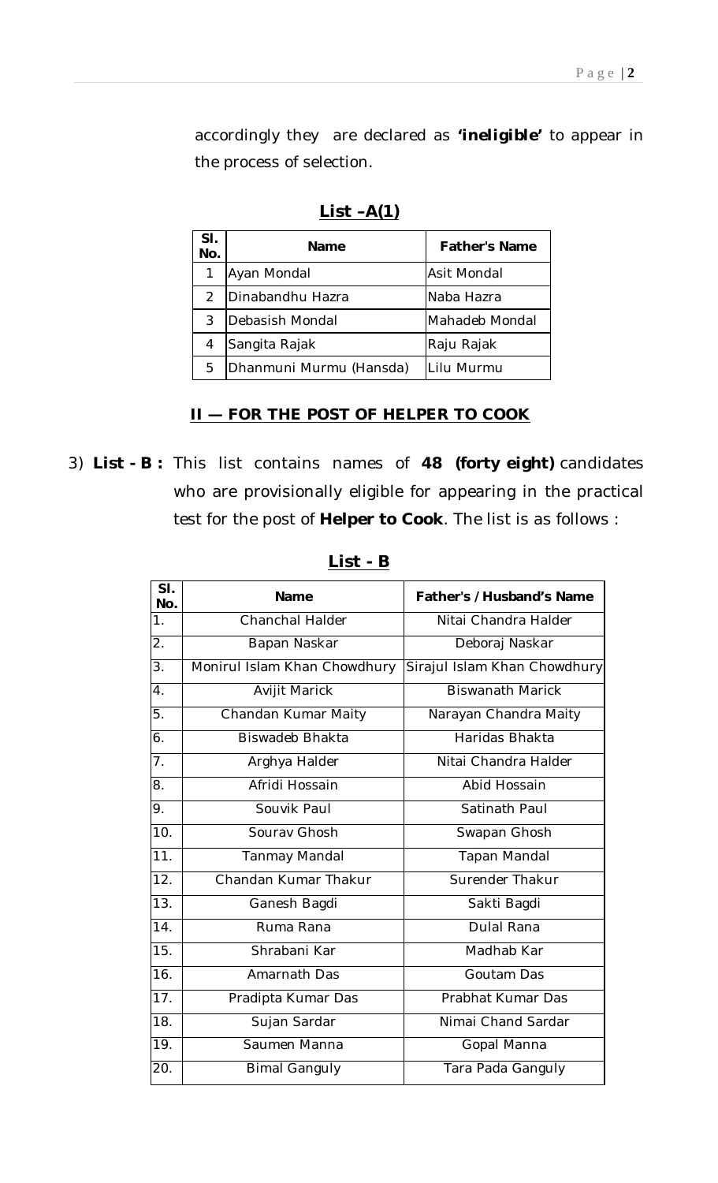accordingly they are declared as **'ineligible'** to appear in the process of selection.

**List –A(1)**

| Sl. No. | Name | Father's Name |
|---|---|---|
| 1 | Ayan Mondal | Asit Mondal |
| 2 | Dinabandhu Hazra | Naba Hazra |
| 3 | Debasish Mondal | Mahadeb Mondal |
| 4 | Sangita Rajak | Raju Rajak |
| 5 | Dhanmuni Murmu (Hansda) | Lilu Murmu |

## II — FOR THE POST OF HELPER TO COOK

3) **List - B :** This list contains names of **48 (forty eight)** candidates who are provisionally eligible for appearing in the practical test for the post of **Helper to Cook**. The list is as follows :

**List - B**

| Sl. No. | Name | Father's / Husband's Name |
|---|---|---|
| 1. | Chanchal Halder | Nitai Chandra Halder |
| 2. | Bapan Naskar | Deboraj Naskar |
| 3. | Monirul Islam Khan Chowdhury | Sirajul Islam Khan Chowdhury |
| 4. | Avijit Marick | Biswanath Marick |
| 5. | Chandan Kumar Maity | Narayan Chandra Maity |
| 6. | Biswadeb Bhakta | Haridas Bhakta |
| 7. | Arghya Halder | Nitai Chandra Halder |
| 8. | Afridi Hossain | Abid Hossain |
| 9. | Souvik Paul | Satinath Paul |
| 10. | Sourav Ghosh | Swapan Ghosh |
| 11. | Tanmay Mandal | Tapan Mandal |
| 12. | Chandan Kumar Thakur | Surender Thakur |
| 13. | Ganesh Bagdi | Sakti Bagdi |
| 14. | Ruma Rana | Dulal Rana |
| 15. | Shrabani Kar | Madhab Kar |
| 16. | Amarnath Das | Goutam Das |
| 17. | Pradipta Kumar Das | Prabhat Kumar Das |
| 18. | Sujan Sardar | Nimai Chand Sardar |
| 19. | Saumen Manna | Gopal Manna |
| 20. | Bimal Ganguly | Tara Pada Ganguly |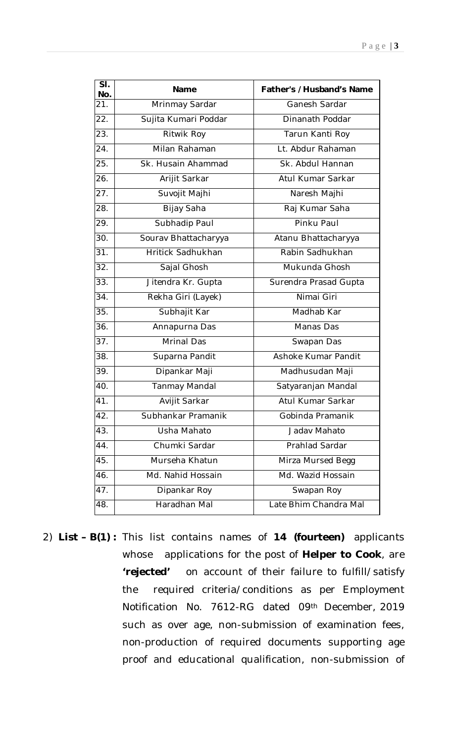| Sl. No. | Name | Father's /Husband's Name |
|---|---|---|
| 21. | Mrinmay Sardar | Ganesh Sardar |
| 22. | Sujita Kumari Poddar | Dinanath Poddar |
| 23. | Ritwik Roy | Tarun Kanti Roy |
| 24. | Milan Rahaman | Lt. Abdur Rahaman |
| 25. | Sk. Husain Ahammad | Sk. Abdul Hannan |
| 26. | Arijit Sarkar | Atul Kumar Sarkar |
| 27. | Suvojit Majhi | Naresh Majhi |
| 28. | Bijay Saha | Raj Kumar Saha |
| 29. | Subhadip Paul | Pinku Paul |
| 30. | Sourav Bhattacharyya | Atanu Bhattacharyya |
| 31. | Hritick Sadhukhan | Rabin Sadhukhan |
| 32. | Sajal Ghosh | Mukunda Ghosh |
| 33. | Jitendra Kr. Gupta | Surendra Prasad Gupta |
| 34. | Rekha Giri (Layek) | Nimai Giri |
| 35. | Subhajit Kar | Madhab Kar |
| 36. | Annapurna Das | Manas Das |
| 37. | Mrinal Das | Swapan Das |
| 38. | Suparna Pandit | Ashoke Kumar Pandit |
| 39. | Dipankar Maji | Madhusudan Maji |
| 40. | Tanmay Mandal | Satyaranjan Mandal |
| 41. | Avijit Sarkar | Atul Kumar Sarkar |
| 42. | Subhankar Pramanik | Gobinda Pramanik |
| 43. | Usha Mahato | Jadav Mahato |
| 44. | Chumki Sardar | Prahlad Sardar |
| 45. | Murseha Khatun | Mirza Mursed Begg |
| 46. | Md. Nahid Hossain | Md. Wazid Hossain |
| 47. | Dipankar Roy | Swapan Roy |
| 48. | Haradhan Mal | Late Bhim Chandra Mal |

2) **List – B(1) :** This list contains names of **14 (fourteen)** applicants whose applications for the post of **Helper to Cook**, are **'rejected'** on account of their failure to fulfill/satisfy the required criteria/conditions as per Employment Notification No. 7612-RG dated 09th December, 2019 such as over age, non-submission of examination fees, non-production of required documents supporting age proof and educational qualification, non-submission of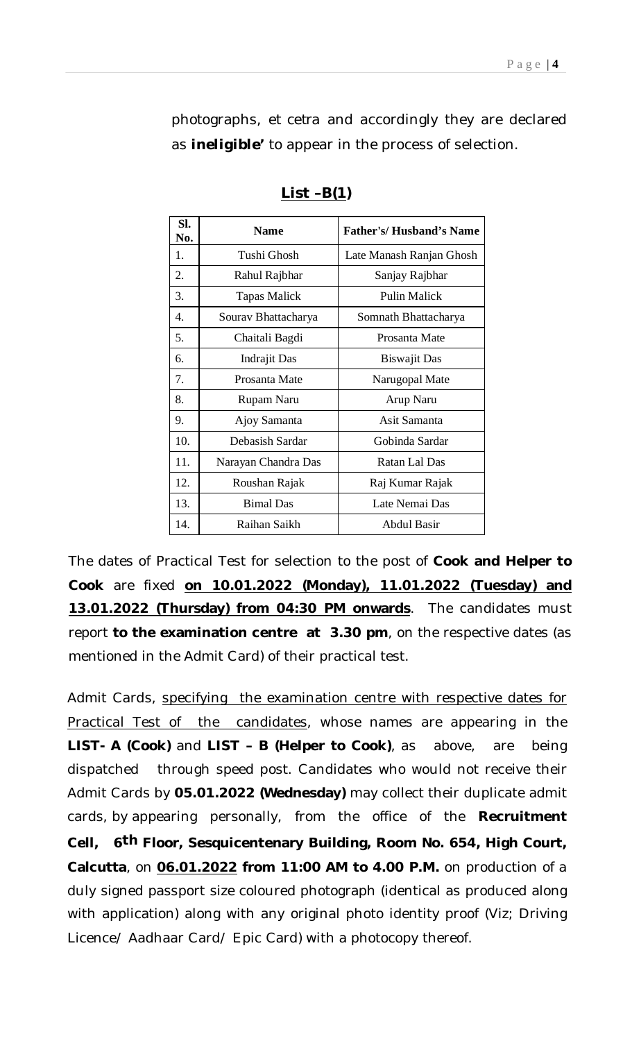photographs, et cetra and accordingly they are declared as **ineligible'** to appear in the process of selection.

**List –B(1)**

| Sl. No. | Name | Father's/ Husband's Name |
|---|---|---|
| 1. | Tushi Ghosh | Late Manash Ranjan Ghosh |
| 2. | Rahul Rajbhar | Sanjay Rajbhar |
| 3. | Tapas Malick | Pulin Malick |
| 4. | Sourav Bhattacharya | Somnath Bhattacharya |
| 5. | Chaitali Bagdi | Prosanta Mate |
| 6. | Indrajit Das | Biswajit Das |
| 7. | Prosanta Mate | Narugopal Mate |
| 8. | Rupam Naru | Arup Naru |
| 9. | Ajoy Samanta | Asit Samanta |
| 10. | Debasish Sardar | Gobinda Sardar |
| 11. | Narayan Chandra Das | Ratan Lal Das |
| 12. | Roushan Rajak | Raj Kumar Rajak |
| 13. | Bimal Das | Late Nemai Das |
| 14. | Raihan Saikh | Abdul Basir |

The dates of Practical Test for selection to the post of **Cook and Helper to Cook** are fixed **on 10.01.2022 (Monday), 11.01.2022 (Tuesday) and 13.01.2022 (Thursday) from 04:30 PM onwards**. The candidates must report **to the examination centre at 3.30 pm**, on the respective dates (as mentioned in the Admit Card) of their practical test.

Admit Cards, specifying the examination centre with respective dates for Practical Test of the candidates, whose names are appearing in the **LIST- A (Cook)** and **LIST – B (Helper to Cook)**, as above, are being dispatched through speed post. Candidates who would not receive their Admit Cards by **05.01.2022 (Wednesday)** may collect their duplicate admit cards, by appearing personally, from the office of the **Recruitment Cell, 6th Floor, Sesquicentenary Building, Room No. 654, High Court, Calcutta**, on **06.01.2022** **from 11:00 AM to 4.00 P.M.** on production of a duly signed passport size coloured photograph (identical as produced along with application) along with any original photo identity proof (Viz; Driving Licence/ Aadhaar Card/ Epic Card) with a photocopy thereof.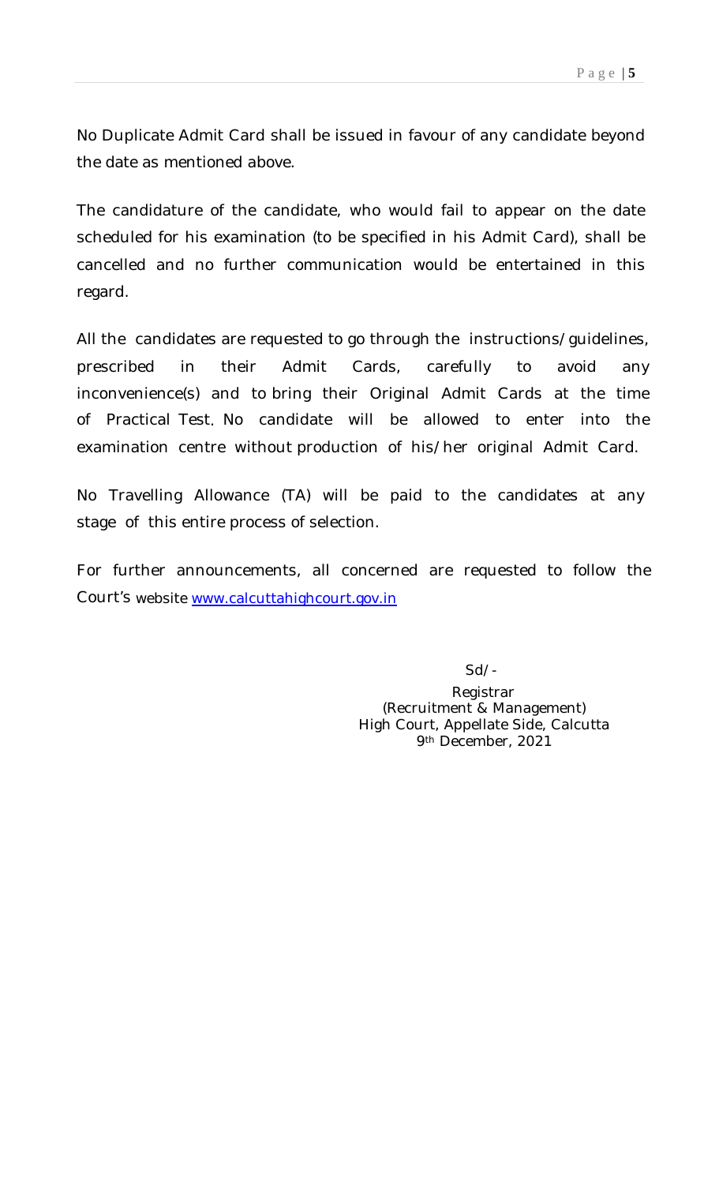No Duplicate Admit Card shall be issued in favour of any candidate beyond the date as mentioned above.

The candidature of the candidate, who would fail to appear on the date scheduled for his examination (to be specified in his Admit Card), shall be cancelled and no further communication would be entertained in this regard.

All the candidates are requested to go through the instructions/guidelines, prescribed in their Admit Cards, carefully to avoid any inconvenience(s) and to bring their Original Admit Cards at the time of Practical Test. No candidate will be allowed to enter into the examination centre without production of his/her original Admit Card.

No Travelling Allowance (TA) will be paid to the candidates at any stage of this entire process of selection.

For further announcements, all concerned are requested to follow the Court's website [www.calcuttahighcourt.gov.in](http://www.calcuttahighcourt.gov.in)

Sd/-

Registrar
(Recruitment & Management)
High Court, Appellate Side, Calcutta
9th December, 2021